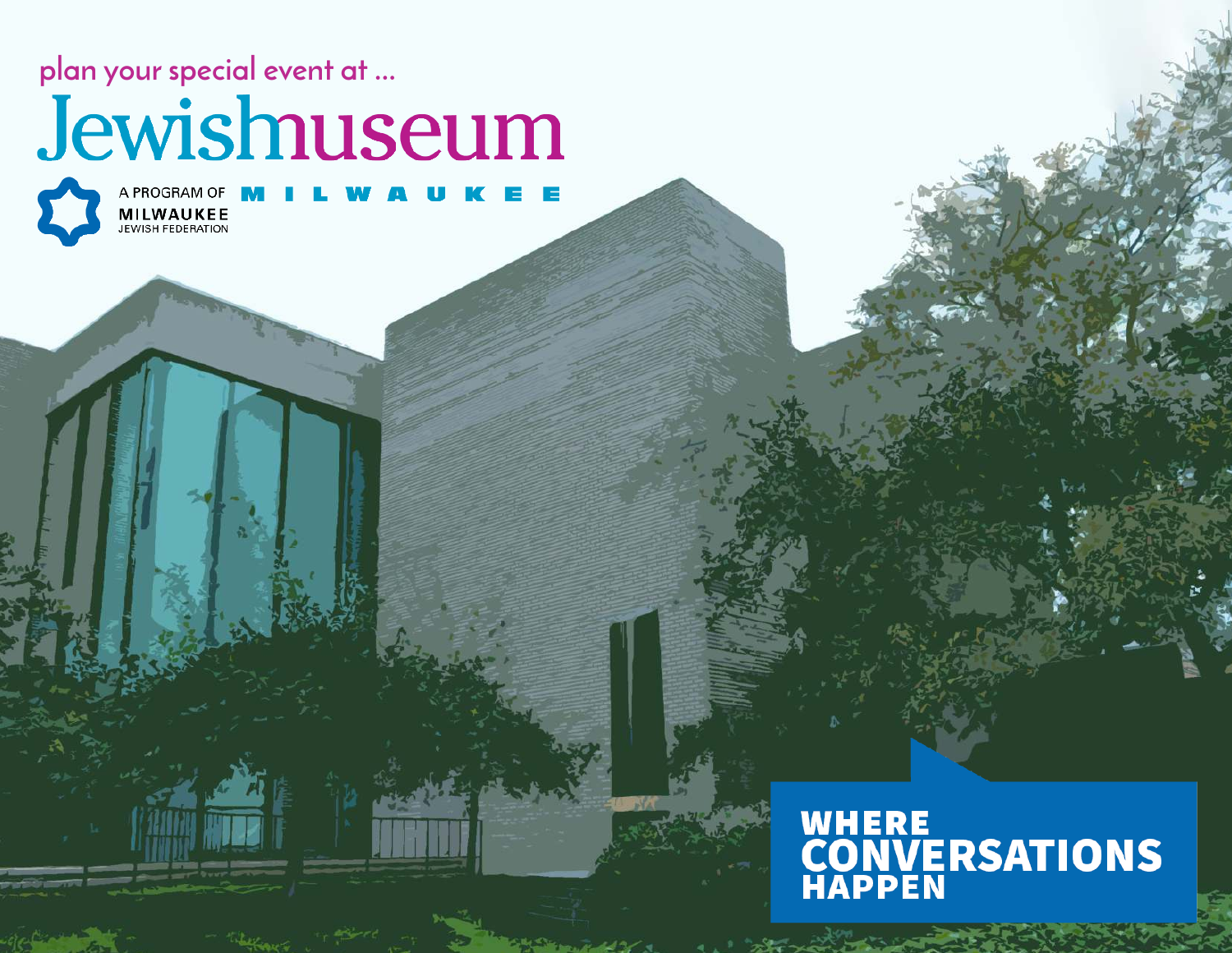plan your special event at ...

# Jewishmuseum

A PROGRAM OF MILWAUKEE JEWISH FEDERATION

MILWAUKEE

## WHERE CONVERSATIONS HAPPEN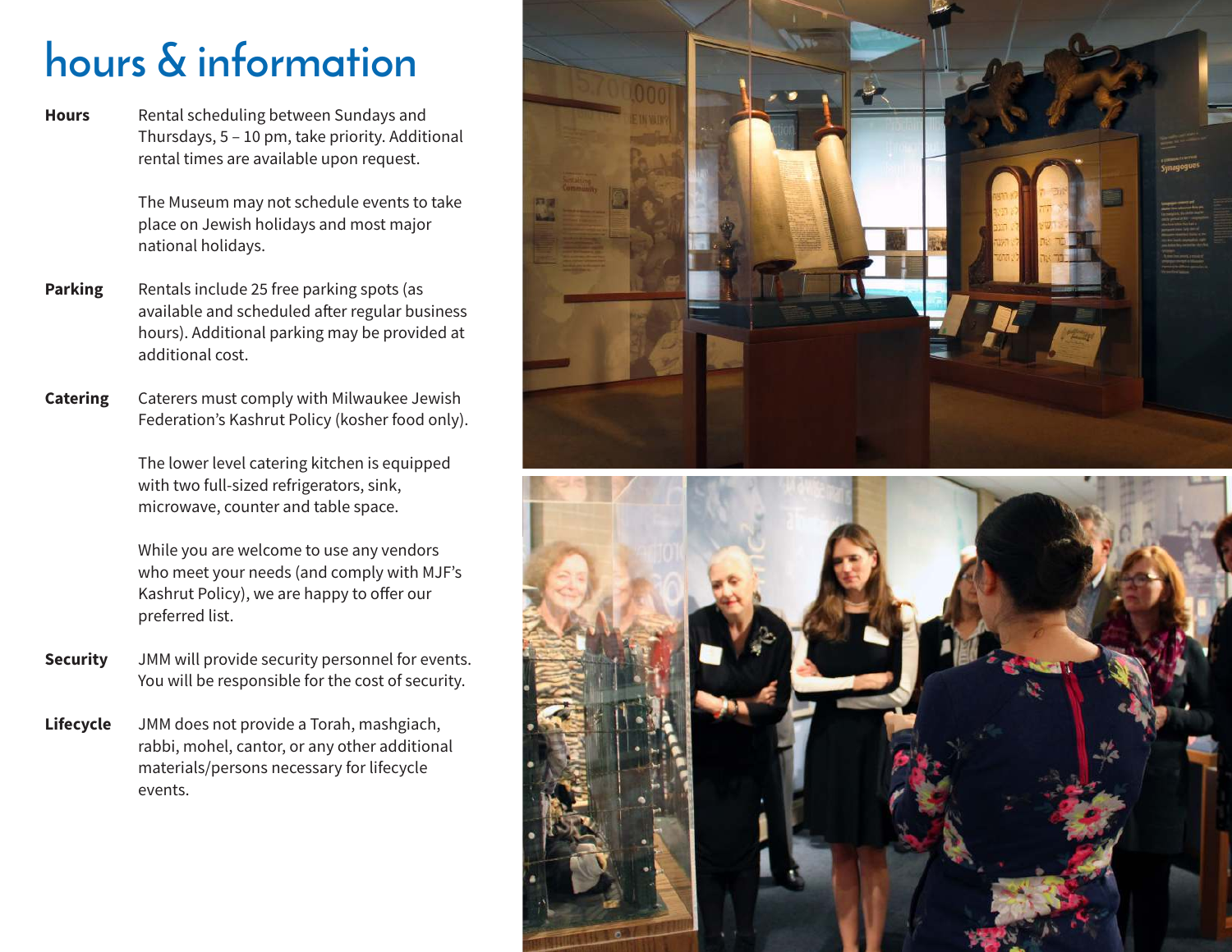# hours & information

**Hours** Rental scheduling between Sundays and Thursdays, 5 – 10 pm, take priority. Additional rental times are available upon request.

The Museum may not schedule events to take place on Jewish holidays and most major national holidays.

**Parking** Rentals include 25 free parking spots (as available and scheduled after regular business hours). Additional parking may be provided at additional cost.

**Catering** Caterers must comply with Milwaukee Jewish Federation's Kashrut Policy (kosher food only).

The lower level catering kitchen is equipped with two full-sized refrigerators, sink, microwave, counter and table space.

While you are welcome to use any vendors who meet your needs (and comply with MJF's Kashrut Policy), we are happy to offer our preferred list.

**Security** JMM will provide security personnel for events. You will be responsible for the cost of security.

**Lifecycle** JMM does not provide a Torah, mashgiach, rabbi, mohel, cantor, or any other additional materials/persons necessary for lifecycle events.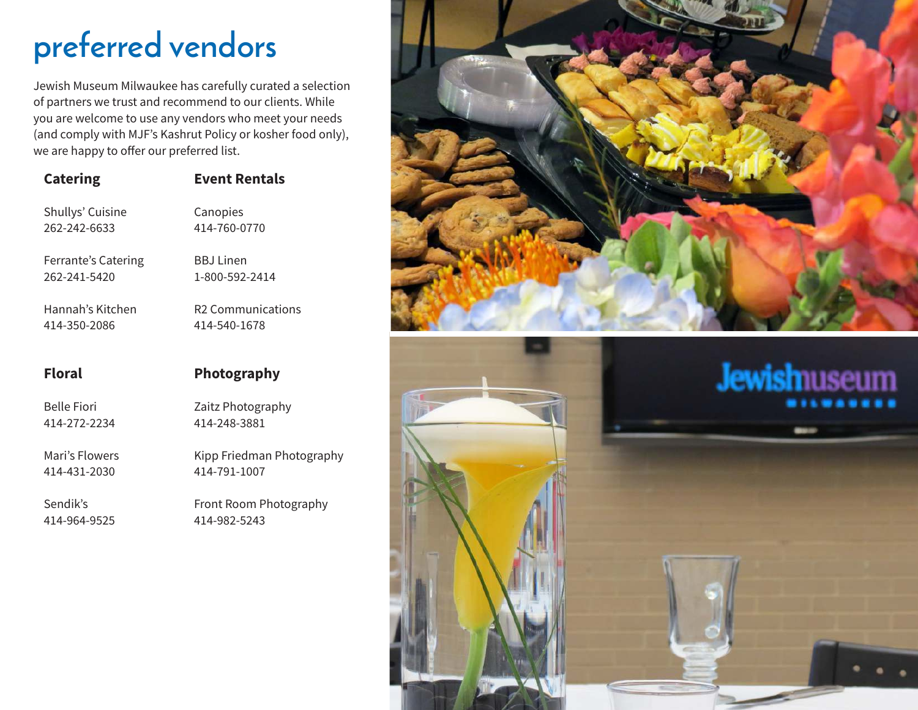# preferred vendors

Jewish Museum Milwaukee has carefully curated a selection of partners we trust and recommend to our clients. While you are welcome to use any vendors who meet your needs (and comply with MJF's Kashrut Policy or kosher food only), we are happy to offer our preferred list.

### Catering

Shullys' Cuisine
262-242-6633

Ferrante's Catering
262-241-5420

Hannah's Kitchen
414-350-2086

### Event Rentals

Canopies
414-760-0770

BBJ Linen
1-800-592-2414

R2 Communications
414-540-1678

### Floral

Belle Fiori
414-272-2234

Mari's Flowers
414-431-2030

Sendik's
414-964-9525

### Photography

Zaitz Photography
414-248-3881

Kipp Friedman Photography
414-791-1007

Front Room Photography
414-982-5243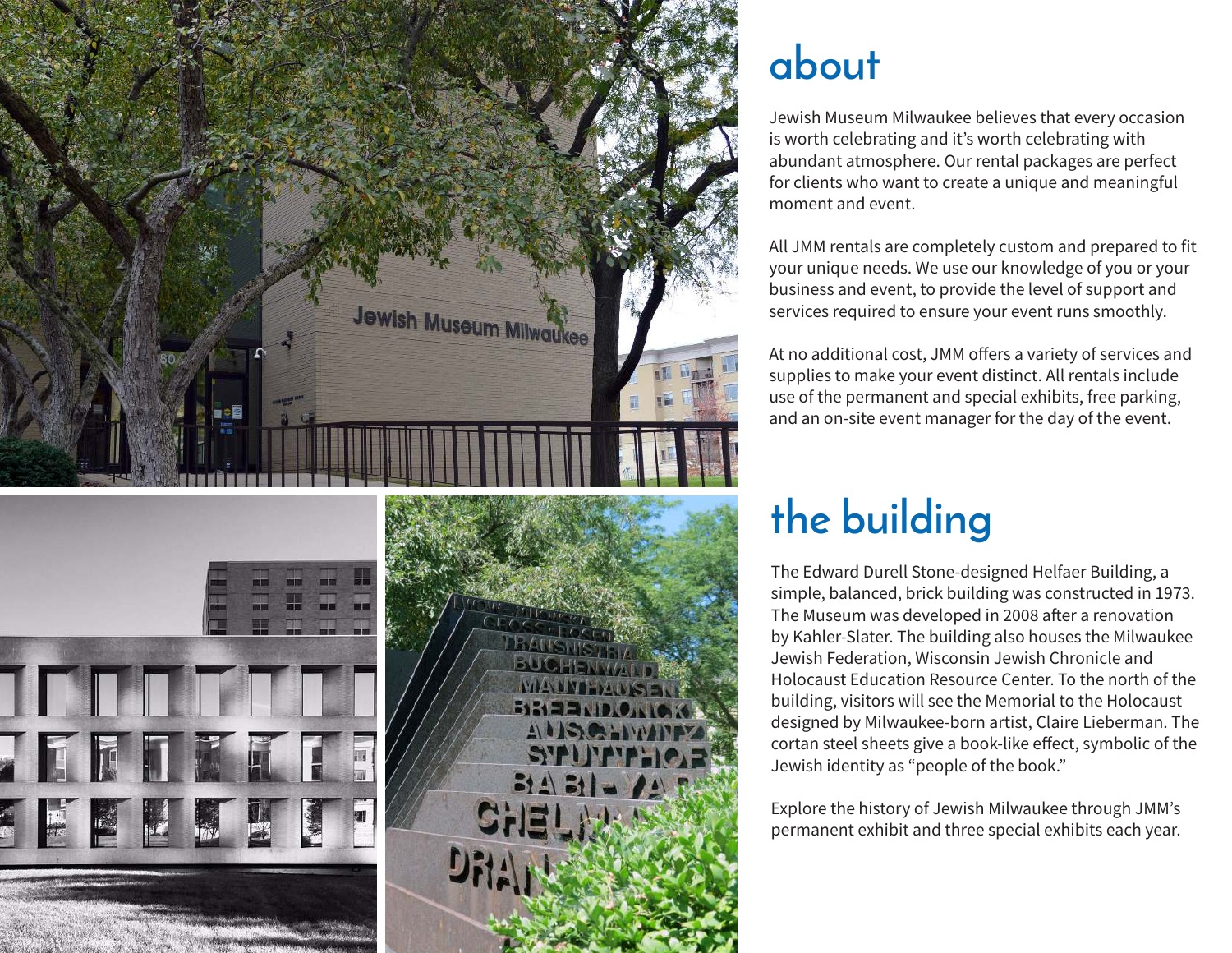## about

Jewish Museum Milwaukee believes that every occasion is worth celebrating and it's worth celebrating with abundant atmosphere. Our rental packages are perfect for clients who want to create a unique and meaningful moment and event.

All JMM rentals are completely custom and prepared to fit your unique needs. We use our knowledge of you or your business and event, to provide the level of support and services required to ensure your event runs smoothly.

At no additional cost, JMM offers a variety of services and supplies to make your event distinct. All rentals include use of the permanent and special exhibits, free parking, and an on-site event manager for the day of the event.

## the building

The Edward Durell Stone-designed Helfaer Building, a simple, balanced, brick building was constructed in 1973. The Museum was developed in 2008 after a renovation by Kahler-Slater. The building also houses the Milwaukee Jewish Federation, Wisconsin Jewish Chronicle and Holocaust Education Resource Center. To the north of the building, visitors will see the Memorial to the Holocaust designed by Milwaukee-born artist, Claire Lieberman. The cortan steel sheets give a book-like effect, symbolic of the Jewish identity as "people of the book."

Explore the history of Jewish Milwaukee through JMM's permanent exhibit and three special exhibits each year.